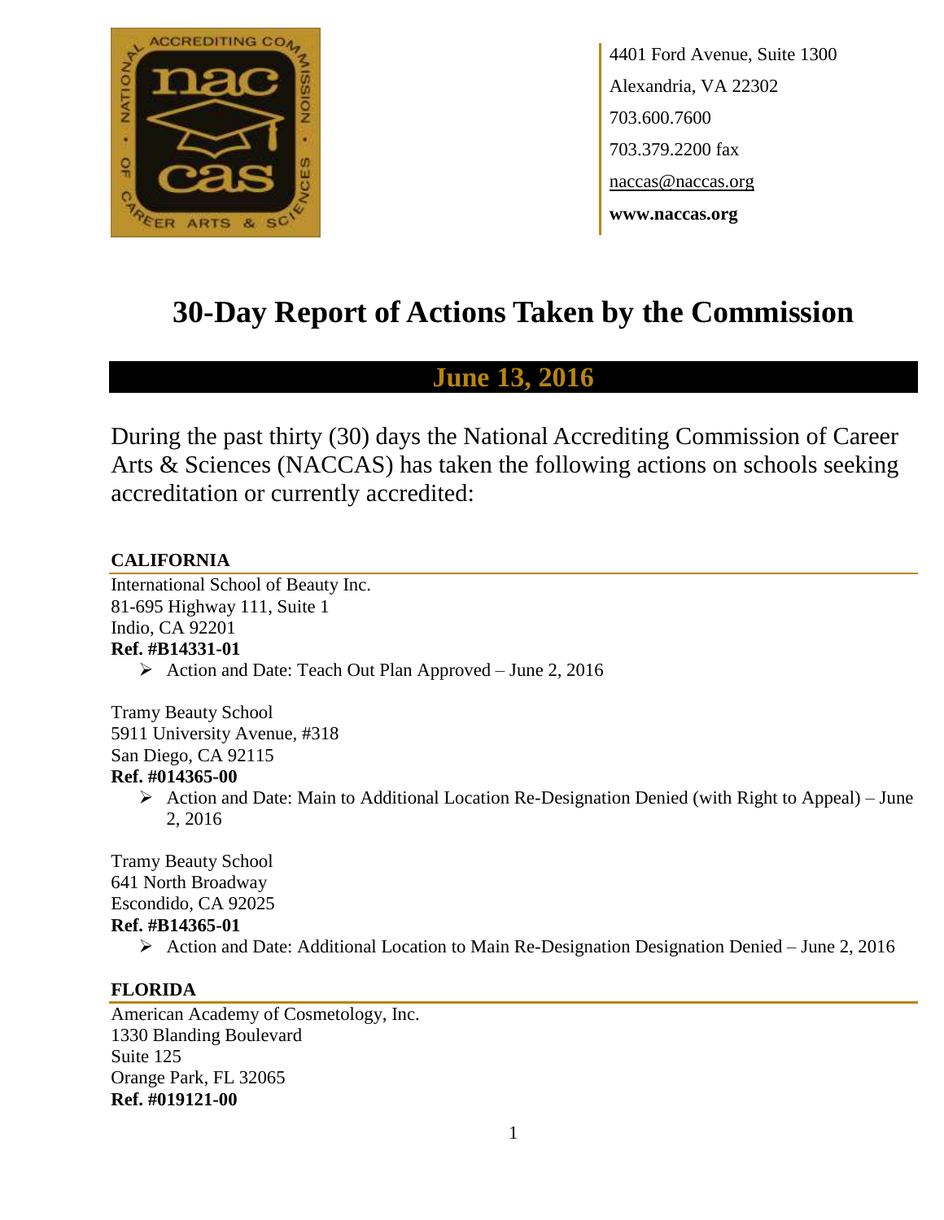4401 Ford Avenue, Suite 1300
Alexandria, VA 22302
703.600.7600
703.379.2200 fax
naccas@naccas.org
**www.naccas.org**

# 30-Day Report of Actions Taken by the Commission

## June 13, 2016

During the past thirty (30) days the National Accrediting Commission of Career Arts & Sciences (NACCAS) has taken the following actions on schools seeking accreditation or currently accredited:

### CALIFORNIA

International School of Beauty Inc.
81-695 Highway 111, Suite 1
Indio, CA 92201
**Ref. #B14331-01**

- Action and Date: Teach Out Plan Approved – June 2, 2016

Tramy Beauty School
5911 University Avenue, #318
San Diego, CA 92115
**Ref. #014365-00**

- Action and Date: Main to Additional Location Re-Designation Denied (with Right to Appeal) – June 2, 2016

Tramy Beauty School
641 North Broadway
Escondido, CA 92025
**Ref. #B14365-01**

- Action and Date: Additional Location to Main Re-Designation Designation Denied – June 2, 2016

### FLORIDA

American Academy of Cosmetology, Inc.
1330 Blanding Boulevard
Suite 125
Orange Park, FL 32065
**Ref. #019121-00**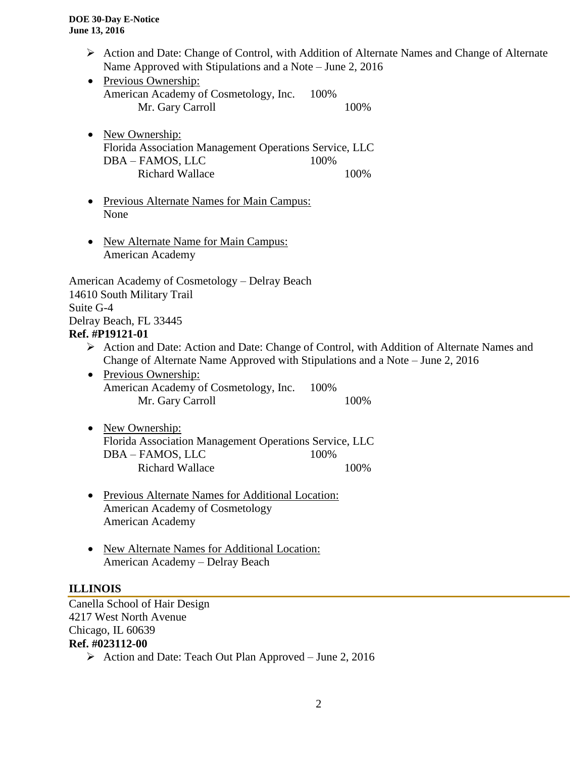- Action and Date: Change of Control, with Addition of Alternate Names and Change of Alternate Name Approved with Stipulations and a Note – June 2, 2016
- Previous Ownership:
  American Academy of Cosmetology, Inc. 100%
  Mr. Gary Carroll 100%

- New Ownership:
  Florida Association Management Operations Service, LLC
  DBA – FAMOS, LLC 100%
  Richard Wallace 100%

- Previous Alternate Names for Main Campus:
  None

- New Alternate Name for Main Campus:
  American Academy

American Academy of Cosmetology – Delray Beach
14610 South Military Trail
Suite G-4
Delray Beach, FL 33445
**Ref. #P19121-01**

- Action and Date: Action and Date: Change of Control, with Addition of Alternate Names and Change of Alternate Name Approved with Stipulations and a Note – June 2, 2016
- Previous Ownership:
  American Academy of Cosmetology, Inc. 100%
  Mr. Gary Carroll 100%

- New Ownership:
  Florida Association Management Operations Service, LLC
  DBA – FAMOS, LLC 100%
  Richard Wallace 100%

- Previous Alternate Names for Additional Location:
  American Academy of Cosmetology
  American Academy

- New Alternate Names for Additional Location:
  American Academy – Delray Beach

## ILLINOIS

Canella School of Hair Design
4217 West North Avenue
Chicago, IL 60639
**Ref. #023112-00**

- Action and Date: Teach Out Plan Approved – June 2, 2016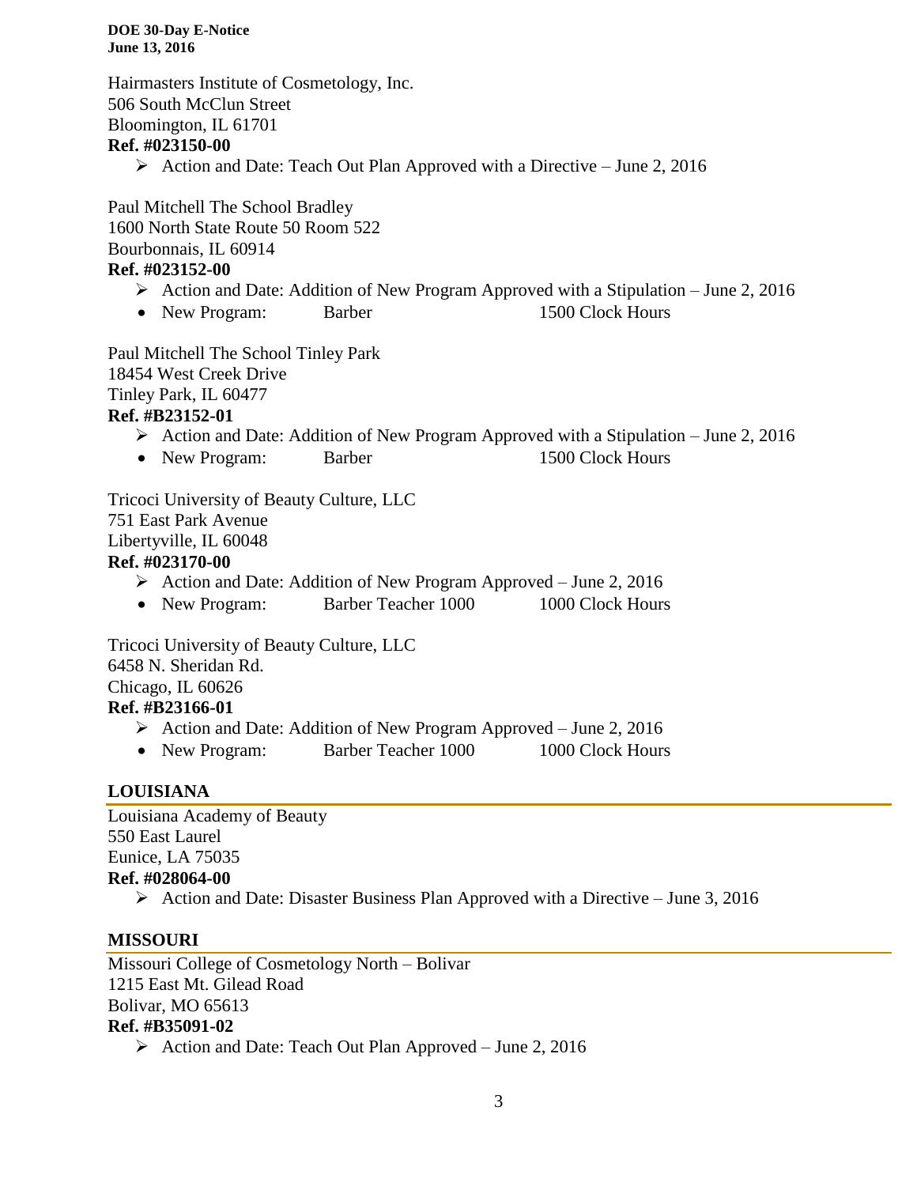Hairmasters Institute of Cosmetology, Inc.
506 South McClun Street
Bloomington, IL 61701
**Ref. #023150-00**

- Action and Date: Teach Out Plan Approved with a Directive – June 2, 2016

Paul Mitchell The School Bradley
1600 North State Route 50 Room 522
Bourbonnais, IL 60914
**Ref. #023152-00**

- Action and Date: Addition of New Program Approved with a Stipulation – June 2, 2016
- New Program: Barber 1500 Clock Hours

Paul Mitchell The School Tinley Park
18454 West Creek Drive
Tinley Park, IL 60477
**Ref. #B23152-01**

- Action and Date: Addition of New Program Approved with a Stipulation – June 2, 2016
- New Program: Barber 1500 Clock Hours

Tricoci University of Beauty Culture, LLC
751 East Park Avenue
Libertyville, IL 60048
**Ref. #023170-00**

- Action and Date: Addition of New Program Approved – June 2, 2016
- New Program: Barber Teacher 1000 1000 Clock Hours

Tricoci University of Beauty Culture, LLC
6458 N. Sheridan Rd.
Chicago, IL 60626
**Ref. #B23166-01**

- Action and Date: Addition of New Program Approved – June 2, 2016
- New Program: Barber Teacher 1000 1000 Clock Hours

## LOUISIANA

Louisiana Academy of Beauty
550 East Laurel
Eunice, LA 75035
**Ref. #028064-00**

- Action and Date: Disaster Business Plan Approved with a Directive – June 3, 2016

## MISSOURI

Missouri College of Cosmetology North – Bolivar
1215 East Mt. Gilead Road
Bolivar, MO 65613
**Ref. #B35091-02**

- Action and Date: Teach Out Plan Approved – June 2, 2016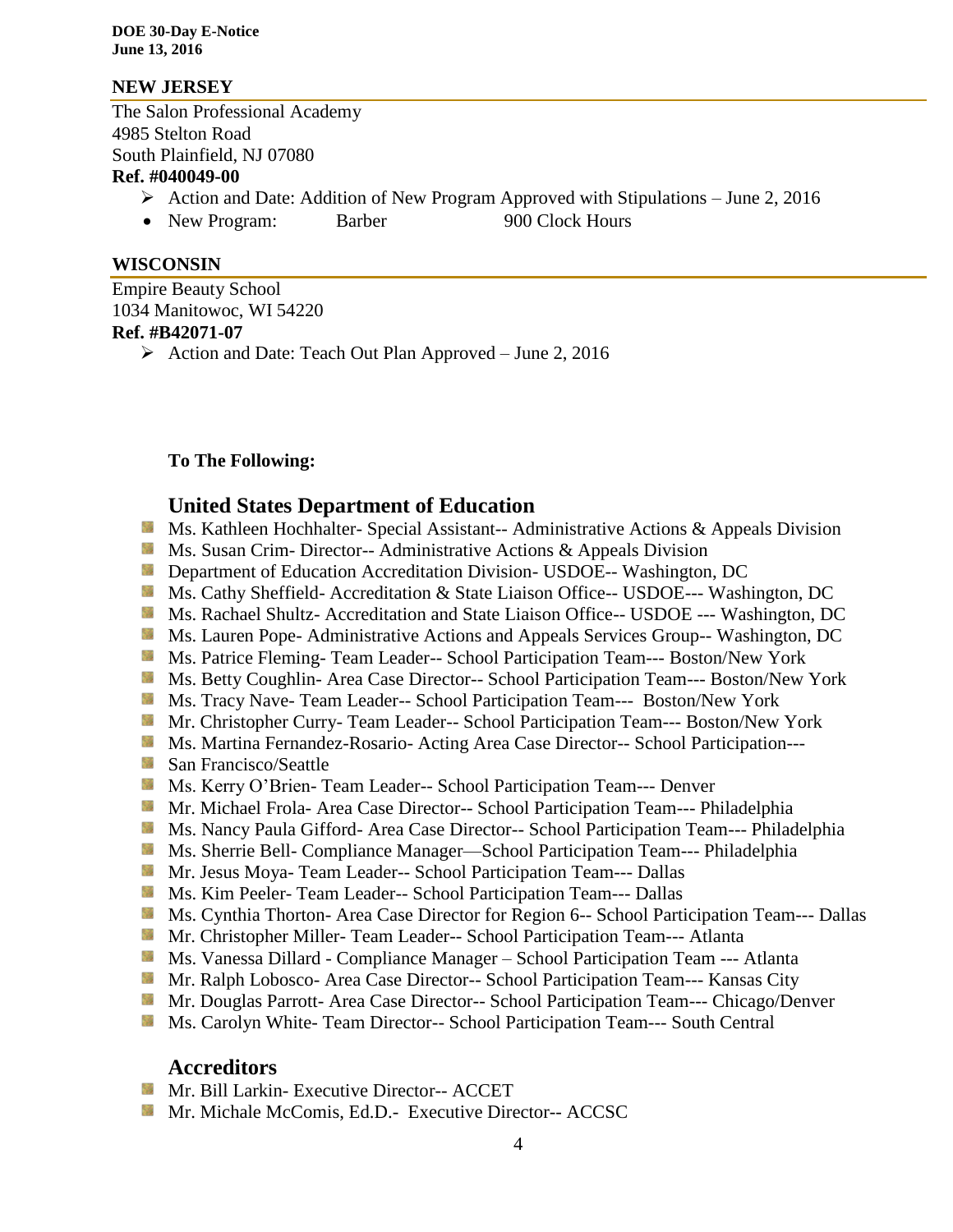## NEW JERSEY

The Salon Professional Academy
4985 Stelton Road
South Plainfield, NJ 07080
**Ref. #040049-00**

- Action and Date: Addition of New Program Approved with Stipulations – June 2, 2016
- New Program: Barber 900 Clock Hours

## WISCONSIN

Empire Beauty School
1034 Manitowoc, WI 54220
**Ref. #B42071-07**

- Action and Date: Teach Out Plan Approved – June 2, 2016

**To The Following:**

### United States Department of Education

- Ms. Kathleen Hochhalter- Special Assistant-- Administrative Actions & Appeals Division
- Ms. Susan Crim- Director-- Administrative Actions & Appeals Division
- Department of Education Accreditation Division- USDOE-- Washington, DC
- Ms. Cathy Sheffield- Accreditation & State Liaison Office-- USDOE--- Washington, DC
- Ms. Rachael Shultz- Accreditation and State Liaison Office-- USDOE --- Washington, DC
- Ms. Lauren Pope- Administrative Actions and Appeals Services Group-- Washington, DC
- Ms. Patrice Fleming- Team Leader-- School Participation Team--- Boston/New York
- Ms. Betty Coughlin- Area Case Director-- School Participation Team--- Boston/New York
- Ms. Tracy Nave- Team Leader-- School Participation Team--- Boston/New York
- Mr. Christopher Curry- Team Leader-- School Participation Team--- Boston/New York
- Ms. Martina Fernandez-Rosario- Acting Area Case Director-- School Participation---
- San Francisco/Seattle
- Ms. Kerry O'Brien- Team Leader-- School Participation Team--- Denver
- Mr. Michael Frola- Area Case Director-- School Participation Team--- Philadelphia
- Ms. Nancy Paula Gifford- Area Case Director-- School Participation Team--- Philadelphia
- Ms. Sherrie Bell- Compliance Manager—School Participation Team--- Philadelphia
- Mr. Jesus Moya- Team Leader-- School Participation Team--- Dallas
- Ms. Kim Peeler- Team Leader-- School Participation Team--- Dallas
- Ms. Cynthia Thorton- Area Case Director for Region 6-- School Participation Team--- Dallas
- Mr. Christopher Miller- Team Leader-- School Participation Team--- Atlanta
- Ms. Vanessa Dillard - Compliance Manager – School Participation Team --- Atlanta
- Mr. Ralph Lobosco- Area Case Director-- School Participation Team--- Kansas City
- Mr. Douglas Parrott- Area Case Director-- School Participation Team--- Chicago/Denver
- Ms. Carolyn White- Team Director-- School Participation Team--- South Central

### Accreditors

- Mr. Bill Larkin- Executive Director-- ACCET
- Mr. Michale McComis, Ed.D.- Executive Director-- ACCSC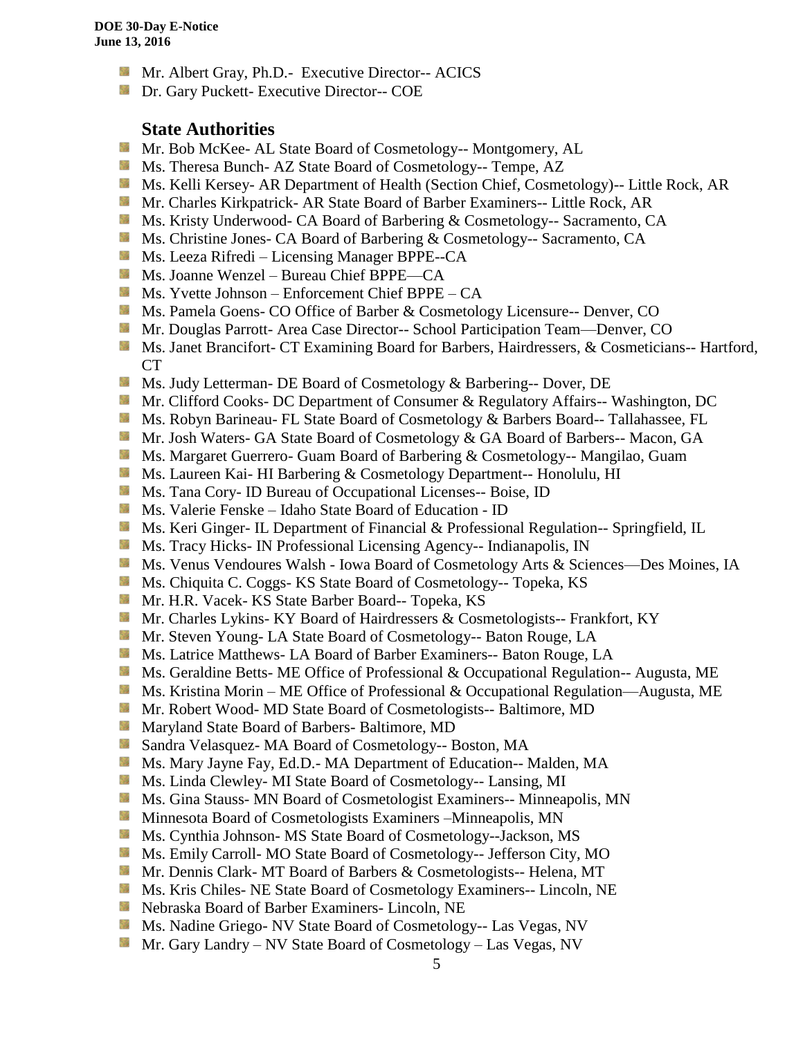- Mr. Albert Gray, Ph.D.- Executive Director-- ACICS
- Dr. Gary Puckett- Executive Director-- COE

### State Authorities

- Mr. Bob McKee- AL State Board of Cosmetology-- Montgomery, AL
- Ms. Theresa Bunch- AZ State Board of Cosmetology-- Tempe, AZ
- Ms. Kelli Kersey- AR Department of Health (Section Chief, Cosmetology)-- Little Rock, AR
- Mr. Charles Kirkpatrick- AR State Board of Barber Examiners-- Little Rock, AR
- Ms. Kristy Underwood- CA Board of Barbering & Cosmetology-- Sacramento, CA
- Ms. Christine Jones- CA Board of Barbering & Cosmetology-- Sacramento, CA
- Ms. Leeza Rifredi – Licensing Manager BPPE--CA
- Ms. Joanne Wenzel – Bureau Chief BPPE—CA
- Ms. Yvette Johnson – Enforcement Chief BPPE – CA
- Ms. Pamela Goens- CO Office of Barber & Cosmetology Licensure-- Denver, CO
- Mr. Douglas Parrott- Area Case Director-- School Participation Team—Denver, CO
- Ms. Janet Brancifort- CT Examining Board for Barbers, Hairdressers, & Cosmeticians-- Hartford, CT
- Ms. Judy Letterman- DE Board of Cosmetology & Barbering-- Dover, DE
- Mr. Clifford Cooks- DC Department of Consumer & Regulatory Affairs-- Washington, DC
- Ms. Robyn Barineau- FL State Board of Cosmetology & Barbers Board-- Tallahassee, FL
- Mr. Josh Waters- GA State Board of Cosmetology & GA Board of Barbers-- Macon, GA
- Ms. Margaret Guerrero- Guam Board of Barbering & Cosmetology-- Mangilao, Guam
- Ms. Laureen Kai- HI Barbering & Cosmetology Department-- Honolulu, HI
- Ms. Tana Cory- ID Bureau of Occupational Licenses-- Boise, ID
- Ms. Valerie Fenske – Idaho State Board of Education - ID
- Ms. Keri Ginger- IL Department of Financial & Professional Regulation-- Springfield, IL
- Ms. Tracy Hicks- IN Professional Licensing Agency-- Indianapolis, IN
- Ms. Venus Vendoures Walsh - Iowa Board of Cosmetology Arts & Sciences—Des Moines, IA
- Ms. Chiquita C. Coggs- KS State Board of Cosmetology-- Topeka, KS
- Mr. H.R. Vacek- KS State Barber Board-- Topeka, KS
- Mr. Charles Lykins- KY Board of Hairdressers & Cosmetologists-- Frankfort, KY
- Mr. Steven Young- LA State Board of Cosmetology-- Baton Rouge, LA
- Ms. Latrice Matthews- LA Board of Barber Examiners-- Baton Rouge, LA
- Ms. Geraldine Betts- ME Office of Professional & Occupational Regulation-- Augusta, ME
- Ms. Kristina Morin – ME Office of Professional & Occupational Regulation—Augusta, ME
- Mr. Robert Wood- MD State Board of Cosmetologists-- Baltimore, MD
- Maryland State Board of Barbers- Baltimore, MD
- Sandra Velasquez- MA Board of Cosmetology-- Boston, MA
- Ms. Mary Jayne Fay, Ed.D.- MA Department of Education-- Malden, MA
- Ms. Linda Clewley- MI State Board of Cosmetology-- Lansing, MI
- Ms. Gina Stauss- MN Board of Cosmetologist Examiners-- Minneapolis, MN
- Minnesota Board of Cosmetologists Examiners –Minneapolis, MN
- Ms. Cynthia Johnson- MS State Board of Cosmetology--Jackson, MS
- Ms. Emily Carroll- MO State Board of Cosmetology-- Jefferson City, MO
- Mr. Dennis Clark- MT Board of Barbers & Cosmetologists-- Helena, MT
- Ms. Kris Chiles- NE State Board of Cosmetology Examiners-- Lincoln, NE
- Nebraska Board of Barber Examiners- Lincoln, NE
- Ms. Nadine Griego- NV State Board of Cosmetology-- Las Vegas, NV
- Mr. Gary Landry – NV State Board of Cosmetology – Las Vegas, NV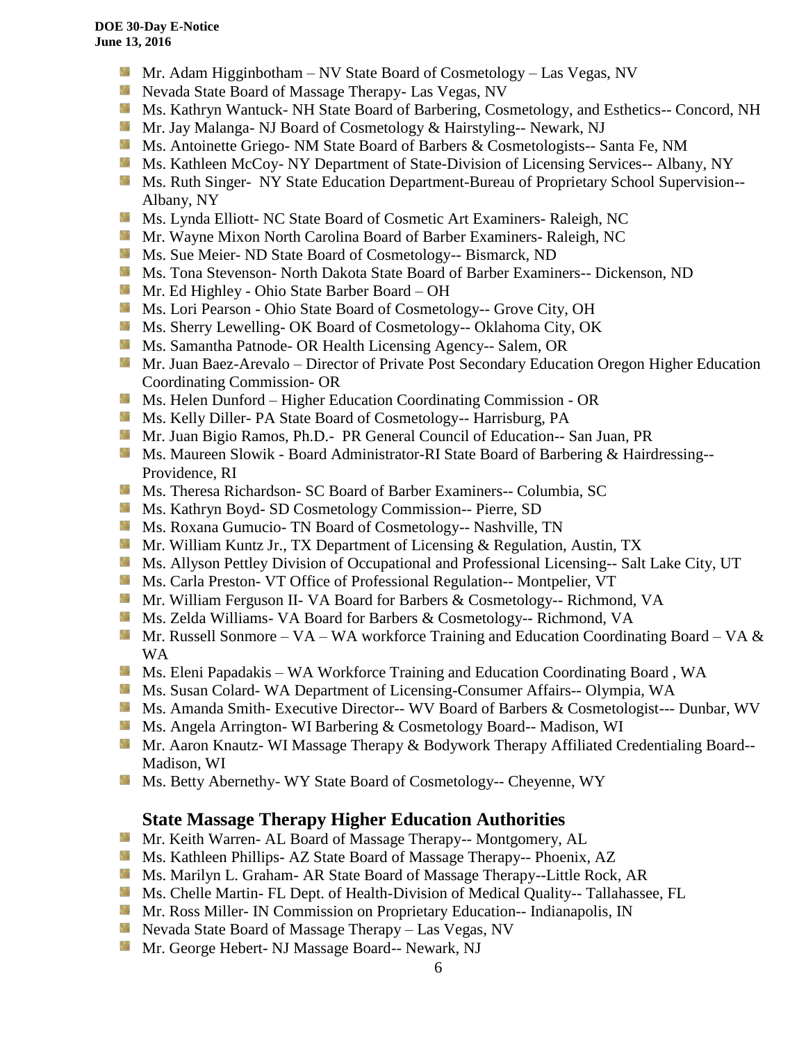- Mr. Adam Higginbotham – NV State Board of Cosmetology – Las Vegas, NV
- Nevada State Board of Massage Therapy- Las Vegas, NV
- Ms. Kathryn Wantuck- NH State Board of Barbering, Cosmetology, and Esthetics-- Concord, NH
- Mr. Jay Malanga- NJ Board of Cosmetology & Hairstyling-- Newark, NJ
- Ms. Antoinette Griego- NM State Board of Barbers & Cosmetologists-- Santa Fe, NM
- Ms. Kathleen McCoy- NY Department of State-Division of Licensing Services-- Albany, NY
- Ms. Ruth Singer- NY State Education Department-Bureau of Proprietary School Supervision-- Albany, NY
- Ms. Lynda Elliott- NC State Board of Cosmetic Art Examiners- Raleigh, NC
- Mr. Wayne Mixon North Carolina Board of Barber Examiners- Raleigh, NC
- Ms. Sue Meier- ND State Board of Cosmetology-- Bismarck, ND
- Ms. Tona Stevenson- North Dakota State Board of Barber Examiners-- Dickenson, ND
- Mr. Ed Highley - Ohio State Barber Board – OH
- Ms. Lori Pearson - Ohio State Board of Cosmetology-- Grove City, OH
- Ms. Sherry Lewelling- OK Board of Cosmetology-- Oklahoma City, OK
- Ms. Samantha Patnode- OR Health Licensing Agency-- Salem, OR
- Mr. Juan Baez-Arevalo – Director of Private Post Secondary Education Oregon Higher Education Coordinating Commission- OR
- Ms. Helen Dunford – Higher Education Coordinating Commission - OR
- Ms. Kelly Diller- PA State Board of Cosmetology-- Harrisburg, PA
- Mr. Juan Bigio Ramos, Ph.D.- PR General Council of Education-- San Juan, PR
- Ms. Maureen Slowik - Board Administrator-RI State Board of Barbering & Hairdressing-- Providence, RI
- Ms. Theresa Richardson- SC Board of Barber Examiners-- Columbia, SC
- Ms. Kathryn Boyd- SD Cosmetology Commission-- Pierre, SD
- Ms. Roxana Gumucio- TN Board of Cosmetology-- Nashville, TN
- Mr. William Kuntz Jr., TX Department of Licensing & Regulation, Austin, TX
- Ms. Allyson Pettley Division of Occupational and Professional Licensing-- Salt Lake City, UT
- Ms. Carla Preston- VT Office of Professional Regulation-- Montpelier, VT
- Mr. William Ferguson II- VA Board for Barbers & Cosmetology-- Richmond, VA
- Ms. Zelda Williams- VA Board for Barbers & Cosmetology-- Richmond, VA
- Mr. Russell Sonmore – VA – WA workforce Training and Education Coordinating Board – VA & WA
- Ms. Eleni Papadakis – WA Workforce Training and Education Coordinating Board , WA
- Ms. Susan Colard- WA Department of Licensing-Consumer Affairs-- Olympia, WA
- Ms. Amanda Smith- Executive Director-- WV Board of Barbers & Cosmetologist--- Dunbar, WV
- Ms. Angela Arrington- WI Barbering & Cosmetology Board-- Madison, WI
- Mr. Aaron Knautz- WI Massage Therapy & Bodywork Therapy Affiliated Credentialing Board-- Madison, WI
- Ms. Betty Abernethy- WY State Board of Cosmetology-- Cheyenne, WY

## State Massage Therapy Higher Education Authorities

- Mr. Keith Warren- AL Board of Massage Therapy-- Montgomery, AL
- Ms. Kathleen Phillips- AZ State Board of Massage Therapy-- Phoenix, AZ
- Ms. Marilyn L. Graham- AR State Board of Massage Therapy--Little Rock, AR
- Ms. Chelle Martin- FL Dept. of Health-Division of Medical Quality-- Tallahassee, FL
- Mr. Ross Miller- IN Commission on Proprietary Education-- Indianapolis, IN
- Nevada State Board of Massage Therapy – Las Vegas, NV
- Mr. George Hebert- NJ Massage Board-- Newark, NJ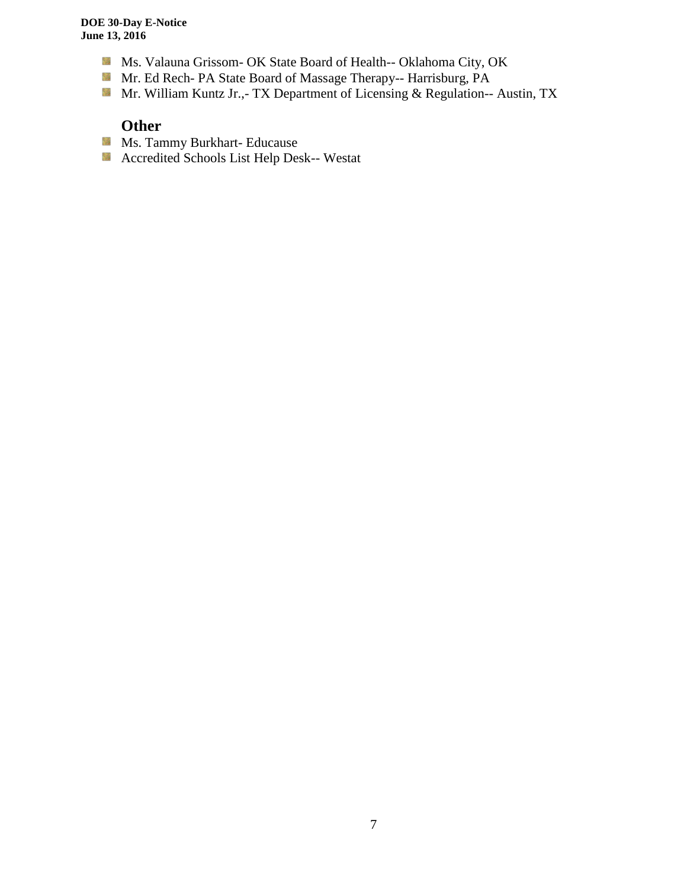- Ms. Valauna Grissom- OK State Board of Health-- Oklahoma City, OK
- Mr. Ed Rech- PA State Board of Massage Therapy-- Harrisburg, PA
- Mr. William Kuntz Jr.,- TX Department of Licensing & Regulation-- Austin, TX

## Other

- Ms. Tammy Burkhart- Educause
- Accredited Schools List Help Desk-- Westat